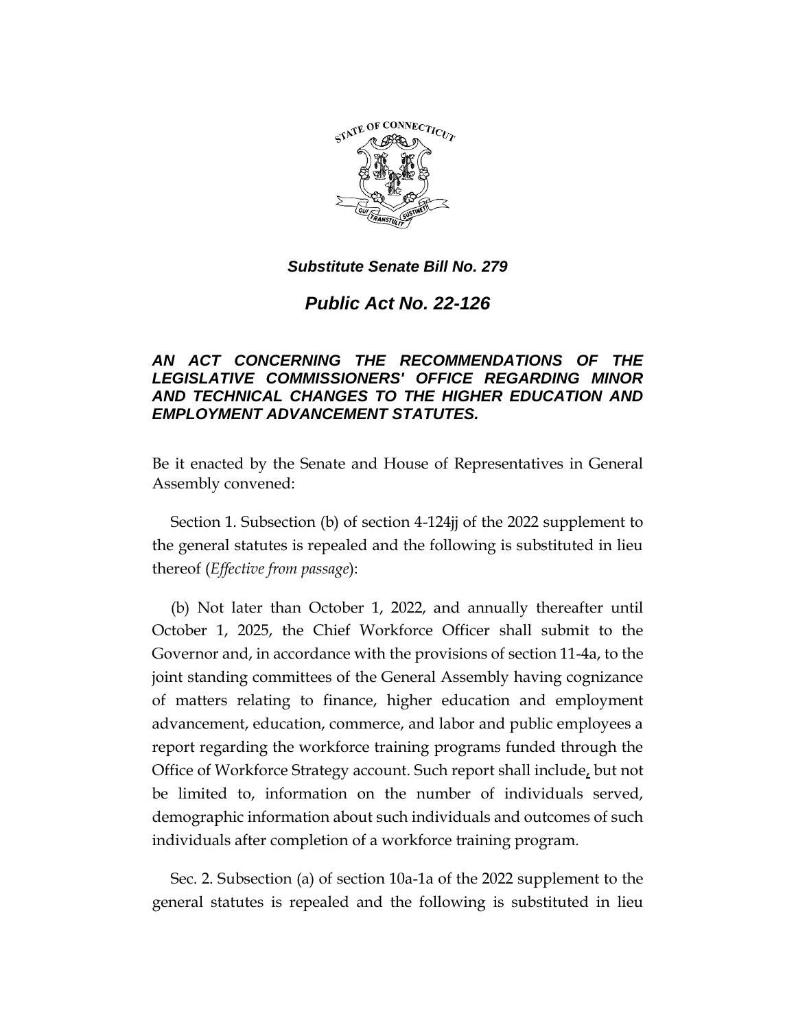***Substitute Senate Bill No. 279***

# *Public Act No. 22-126*

***AN ACT CONCERNING THE RECOMMENDATIONS OF THE LEGISLATIVE COMMISSIONERS' OFFICE REGARDING MINOR AND TECHNICAL CHANGES TO THE HIGHER EDUCATION AND EMPLOYMENT ADVANCEMENT STATUTES.***

Be it enacted by the Senate and House of Representatives in General Assembly convened:

Section 1. Subsection (b) of section 4-124jj of the 2022 supplement to the general statutes is repealed and the following is substituted in lieu thereof (*Effective from passage*):

(b) Not later than October 1, 2022, and annually thereafter until October 1, 2025, the Chief Workforce Officer shall submit to the Governor and, in accordance with the provisions of section 11-4a, to the joint standing committees of the General Assembly having cognizance of matters relating to finance, higher education and employment advancement, education, commerce, and labor and public employees a report regarding the workforce training programs funded through the Office of Workforce Strategy account. Such report shall include, but not be limited to, information on the number of individuals served, demographic information about such individuals and outcomes of such individuals after completion of a workforce training program.

Sec. 2. Subsection (a) of section 10a-1a of the 2022 supplement to the general statutes is repealed and the following is substituted in lieu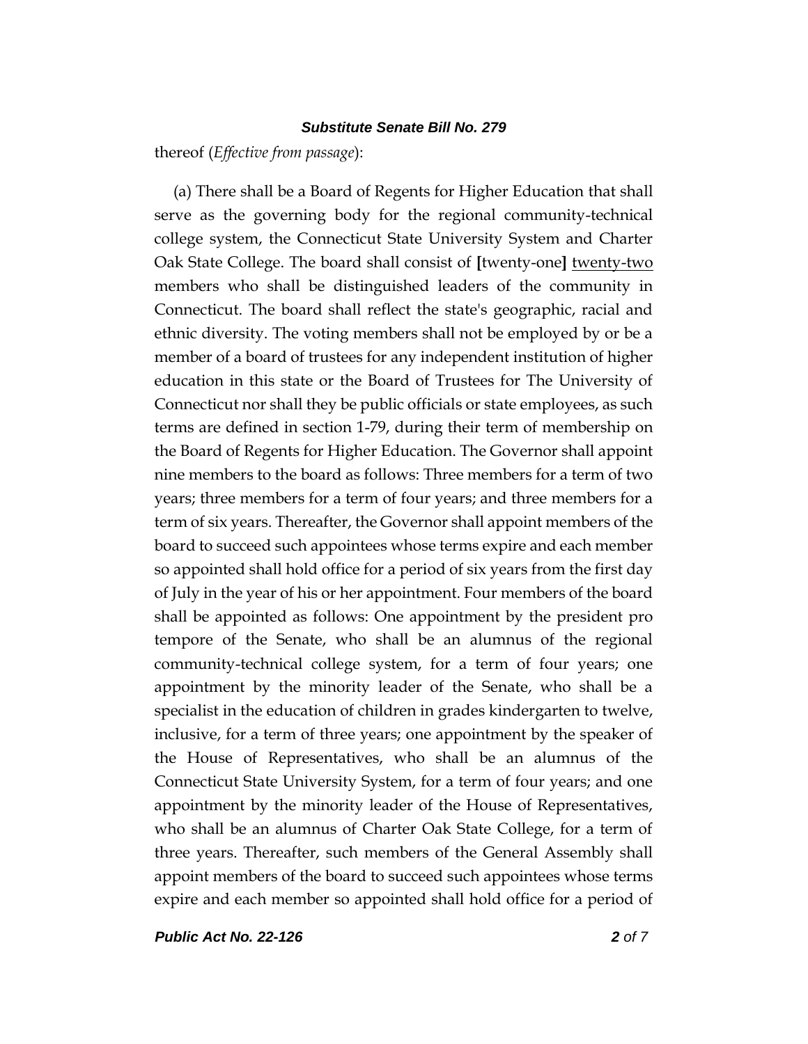thereof (*Effective from passage*):

(a) There shall be a Board of Regents for Higher Education that shall serve as the governing body for the regional community-technical college system, the Connecticut State University System and Charter Oak State College. The board shall consist of **[**twenty-one**]** <u>twenty-two</u> members who shall be distinguished leaders of the community in Connecticut. The board shall reflect the state's geographic, racial and ethnic diversity. The voting members shall not be employed by or be a member of a board of trustees for any independent institution of higher education in this state or the Board of Trustees for The University of Connecticut nor shall they be public officials or state employees, as such terms are defined in section 1-79, during their term of membership on the Board of Regents for Higher Education. The Governor shall appoint nine members to the board as follows: Three members for a term of two years; three members for a term of four years; and three members for a term of six years. Thereafter, the Governor shall appoint members of the board to succeed such appointees whose terms expire and each member so appointed shall hold office for a period of six years from the first day of July in the year of his or her appointment. Four members of the board shall be appointed as follows: One appointment by the president pro tempore of the Senate, who shall be an alumnus of the regional community-technical college system, for a term of four years; one appointment by the minority leader of the Senate, who shall be a specialist in the education of children in grades kindergarten to twelve, inclusive, for a term of three years; one appointment by the speaker of the House of Representatives, who shall be an alumnus of the Connecticut State University System, for a term of four years; and one appointment by the minority leader of the House of Representatives, who shall be an alumnus of Charter Oak State College, for a term of three years. Thereafter, such members of the General Assembly shall appoint members of the board to succeed such appointees whose terms expire and each member so appointed shall hold office for a period of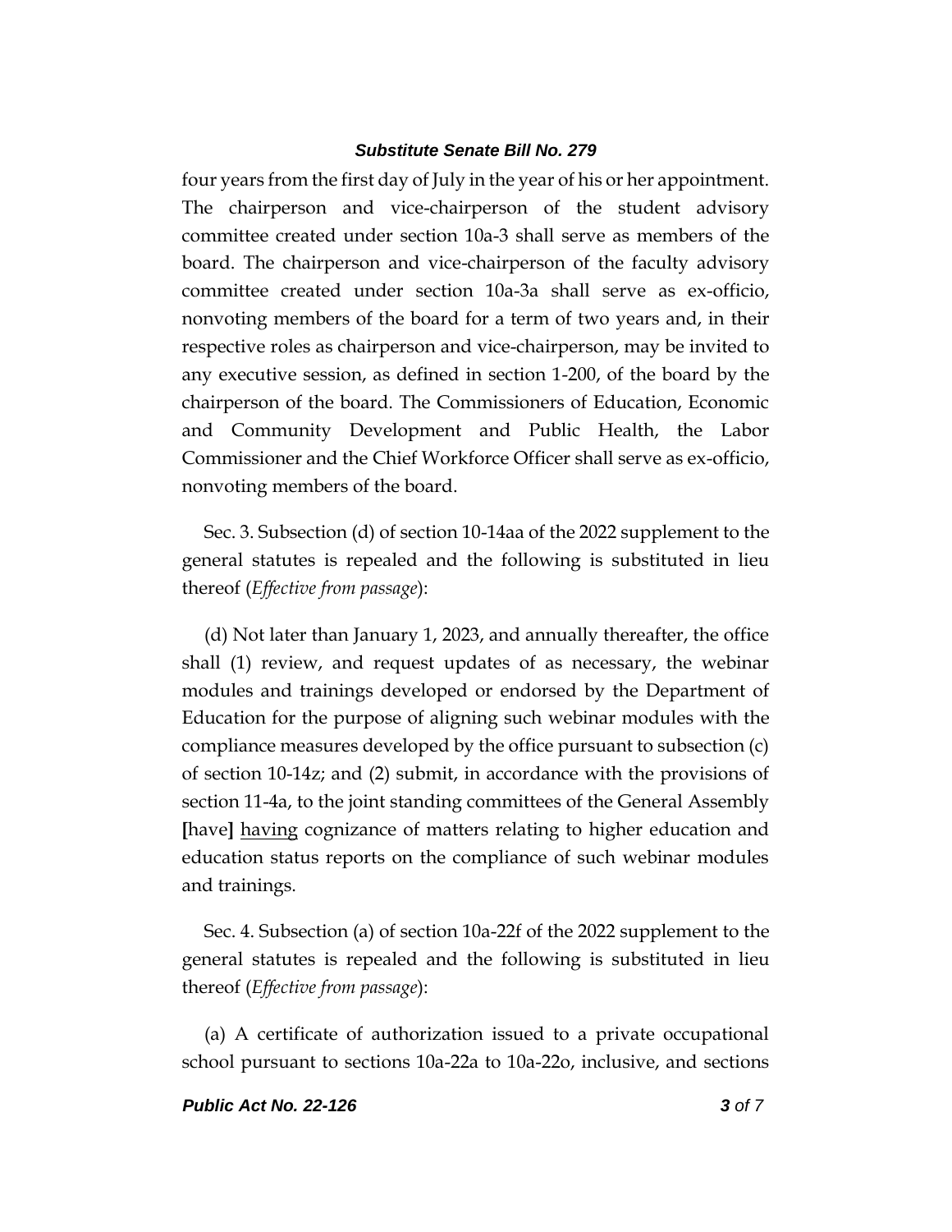four years from the first day of July in the year of his or her appointment. The chairperson and vice-chairperson of the student advisory committee created under section 10a-3 shall serve as members of the board. The chairperson and vice-chairperson of the faculty advisory committee created under section 10a-3a shall serve as ex-officio, nonvoting members of the board for a term of two years and, in their respective roles as chairperson and vice-chairperson, may be invited to any executive session, as defined in section 1-200, of the board by the chairperson of the board. The Commissioners of Education, Economic and Community Development and Public Health, the Labor Commissioner and the Chief Workforce Officer shall serve as ex-officio, nonvoting members of the board.

Sec. 3. Subsection (d) of section 10-14aa of the 2022 supplement to the general statutes is repealed and the following is substituted in lieu thereof (*Effective from passage*):

(d) Not later than January 1, 2023, and annually thereafter, the office shall (1) review, and request updates of as necessary, the webinar modules and trainings developed or endorsed by the Department of Education for the purpose of aligning such webinar modules with the compliance measures developed by the office pursuant to subsection (c) of section 10-14z; and (2) submit, in accordance with the provisions of section 11-4a, to the joint standing committees of the General Assembly **[**have**]** <u>having</u> cognizance of matters relating to higher education and education status reports on the compliance of such webinar modules and trainings.

Sec. 4. Subsection (a) of section 10a-22f of the 2022 supplement to the general statutes is repealed and the following is substituted in lieu thereof (*Effective from passage*):

(a) A certificate of authorization issued to a private occupational school pursuant to sections 10a-22a to 10a-22o, inclusive, and sections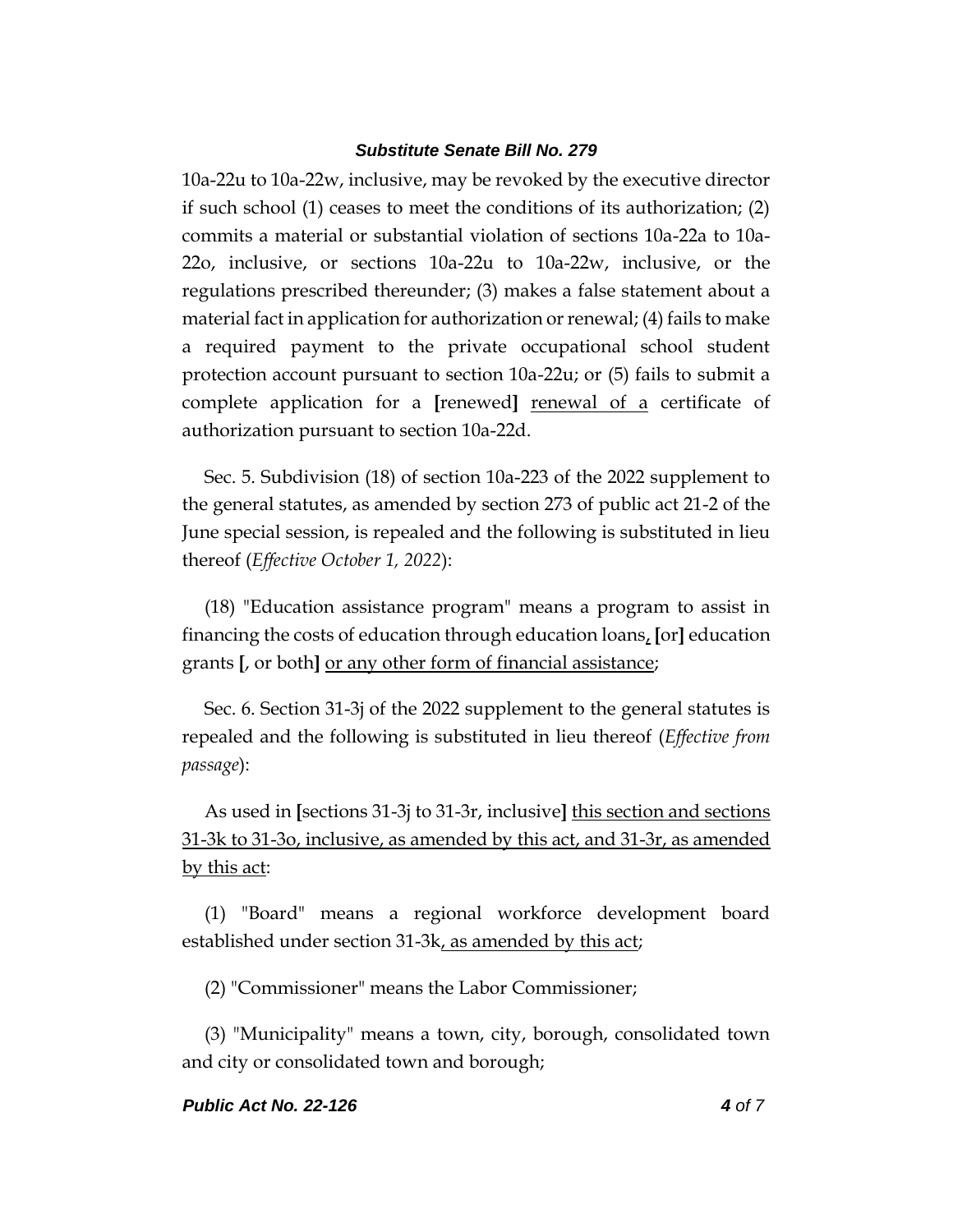10a-22u to 10a-22w, inclusive, may be revoked by the executive director if such school (1) ceases to meet the conditions of its authorization; (2) commits a material or substantial violation of sections 10a-22a to 10a-22o, inclusive, or sections 10a-22u to 10a-22w, inclusive, or the regulations prescribed thereunder; (3) makes a false statement about a material fact in application for authorization or renewal; (4) fails to make a required payment to the private occupational school student protection account pursuant to section 10a-22u; or (5) fails to submit a complete application for a **[**renewed**]** <u>renewal of a</u> certificate of authorization pursuant to section 10a-22d.

Sec. 5. Subdivision (18) of section 10a-223 of the 2022 supplement to the general statutes, as amended by section 273 of public act 21-2 of the June special session, is repealed and the following is substituted in lieu thereof (*Effective October 1, 2022*):

(18) "Education assistance program" means a program to assist in financing the costs of education through education loans<u>,</u> **[**or**]** education grants **[**, or both**]** <u>or any other form of financial assistance</u>;

Sec. 6. Section 31-3j of the 2022 supplement to the general statutes is repealed and the following is substituted in lieu thereof (*Effective from passage*):

As used in **[**sections 31-3j to 31-3r, inclusive**]** <u>this section and sections 31-3k to 31-3o, inclusive, as amended by this act, and 31-3r, as amended by this act</u>:

(1) "Board" means a regional workforce development board established under section 31-3k<u>, as amended by this act</u>;

(2) "Commissioner" means the Labor Commissioner;

(3) "Municipality" means a town, city, borough, consolidated town and city or consolidated town and borough;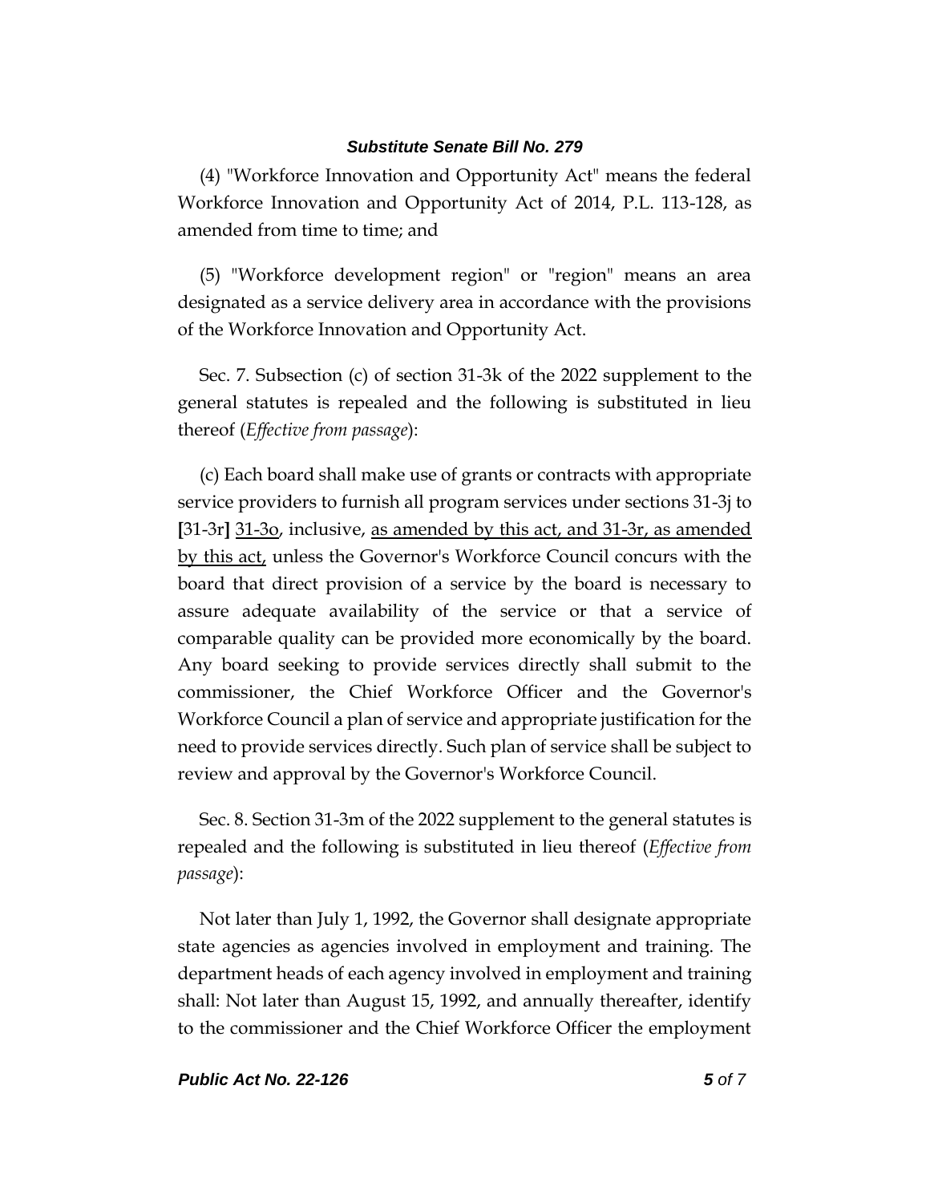(4) "Workforce Innovation and Opportunity Act" means the federal Workforce Innovation and Opportunity Act of 2014, P.L. 113-128, as amended from time to time; and

(5) "Workforce development region" or "region" means an area designated as a service delivery area in accordance with the provisions of the Workforce Innovation and Opportunity Act.

Sec. 7. Subsection (c) of section 31-3k of the 2022 supplement to the general statutes is repealed and the following is substituted in lieu thereof (*Effective from passage*):

(c) Each board shall make use of grants or contracts with appropriate service providers to furnish all program services under sections 31-3j to **[**31-3r**]** <u>31-3o</u>, inclusive, <u>as amended by this act, and 31-3r, as amended by this act,</u> unless the Governor's Workforce Council concurs with the board that direct provision of a service by the board is necessary to assure adequate availability of the service or that a service of comparable quality can be provided more economically by the board. Any board seeking to provide services directly shall submit to the commissioner, the Chief Workforce Officer and the Governor's Workforce Council a plan of service and appropriate justification for the need to provide services directly. Such plan of service shall be subject to review and approval by the Governor's Workforce Council.

Sec. 8. Section 31-3m of the 2022 supplement to the general statutes is repealed and the following is substituted in lieu thereof (*Effective from passage*):

Not later than July 1, 1992, the Governor shall designate appropriate state agencies as agencies involved in employment and training. The department heads of each agency involved in employment and training shall: Not later than August 15, 1992, and annually thereafter, identify to the commissioner and the Chief Workforce Officer the employment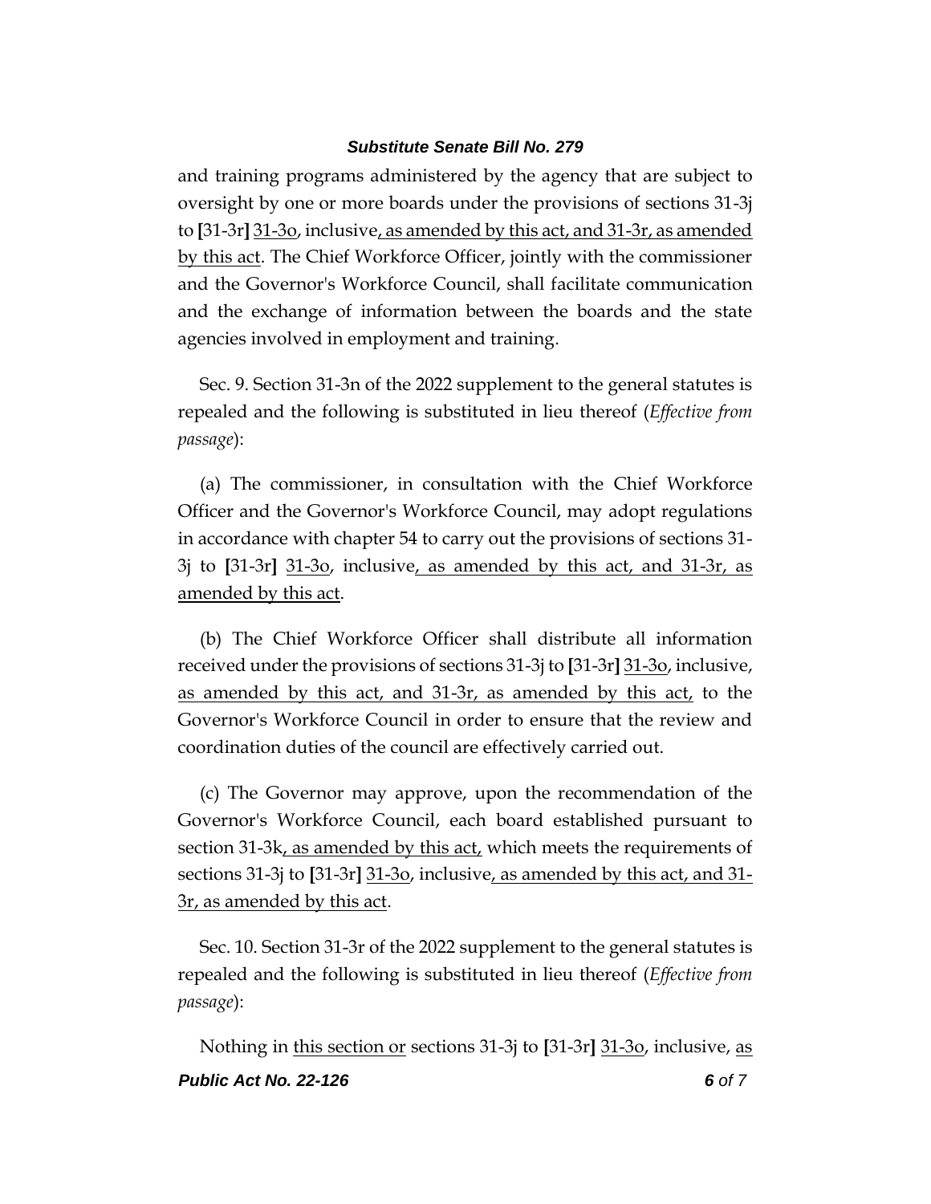and training programs administered by the agency that are subject to oversight by one or more boards under the provisions of sections 31-3j to [31-3r] 31-3o, inclusive, as amended by this act, and 31-3r, as amended by this act. The Chief Workforce Officer, jointly with the commissioner and the Governor's Workforce Council, shall facilitate communication and the exchange of information between the boards and the state agencies involved in employment and training.

Sec. 9. Section 31-3n of the 2022 supplement to the general statutes is repealed and the following is substituted in lieu thereof (*Effective from passage*):

(a) The commissioner, in consultation with the Chief Workforce Officer and the Governor's Workforce Council, may adopt regulations in accordance with chapter 54 to carry out the provisions of sections 31-3j to [31-3r] 31-3o, inclusive, as amended by this act, and 31-3r, as amended by this act.

(b) The Chief Workforce Officer shall distribute all information received under the provisions of sections 31-3j to [31-3r] 31-3o, inclusive, as amended by this act, and 31-3r, as amended by this act, to the Governor's Workforce Council in order to ensure that the review and coordination duties of the council are effectively carried out.

(c) The Governor may approve, upon the recommendation of the Governor's Workforce Council, each board established pursuant to section 31-3k, as amended by this act, which meets the requirements of sections 31-3j to [31-3r] 31-3o, inclusive, as amended by this act, and 31-3r, as amended by this act.

Sec. 10. Section 31-3r of the 2022 supplement to the general statutes is repealed and the following is substituted in lieu thereof (*Effective from passage*):

Nothing in this section or sections 31-3j to [31-3r] 31-3o, inclusive, as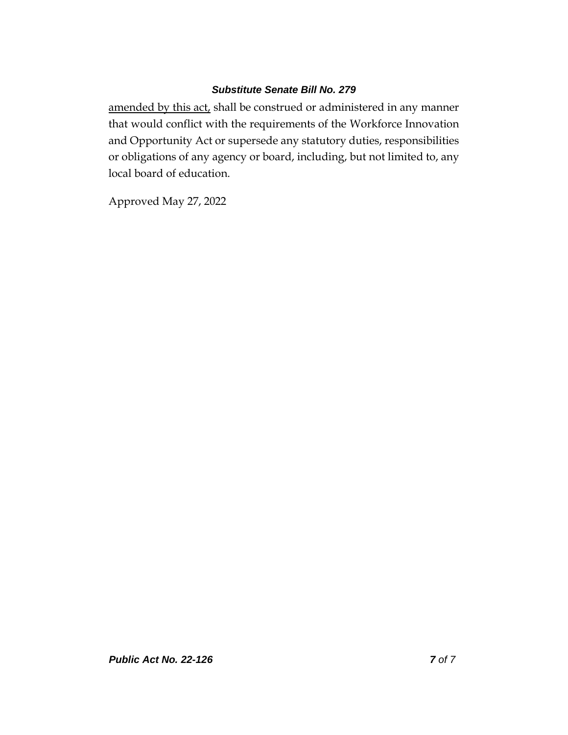amended by this act, shall be construed or administered in any manner that would conflict with the requirements of the Workforce Innovation and Opportunity Act or supersede any statutory duties, responsibilities or obligations of any agency or board, including, but not limited to, any local board of education.

Approved May 27, 2022